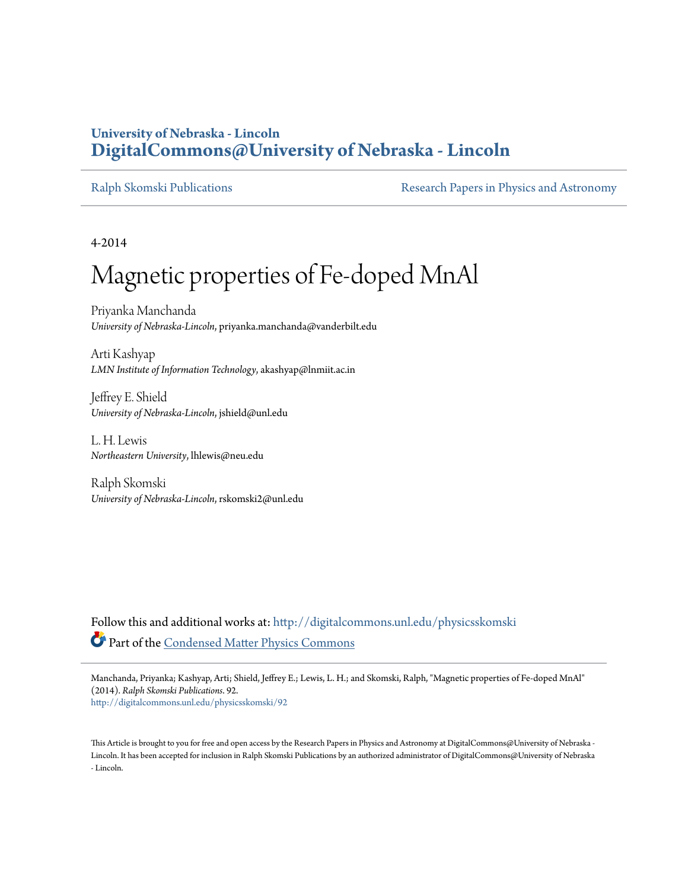**University of Nebraska - Lincoln**
**DigitalCommons@University of Nebraska - Lincoln**

Ralph Skomski Publications | Research Papers in Physics and Astronomy

4-2014

# Magnetic properties of Fe-doped MnAl

Priyanka Manchanda
*University of Nebraska-Lincoln*, priyanka.manchanda@vanderbilt.edu

Arti Kashyap
*LMN Institute of Information Technology*, akashyap@lnmiit.ac.in

Jeffrey E. Shield
*University of Nebraska-Lincoln*, jshield@unl.edu

L. H. Lewis
*Northeastern University*, lhlewis@neu.edu

Ralph Skomski
*University of Nebraska-Lincoln*, rskomski2@unl.edu

Follow this and additional works at: http://digitalcommons.unl.edu/physicsskomski

Part of the Condensed Matter Physics Commons

Manchanda, Priyanka; Kashyap, Arti; Shield, Jeffrey E.; Lewis, L. H.; and Skomski, Ralph, "Magnetic properties of Fe-doped MnAl" (2014). *Ralph Skomski Publications*. 92.
http://digitalcommons.unl.edu/physicsskomski/92

This Article is brought to you for free and open access by the Research Papers in Physics and Astronomy at DigitalCommons@University of Nebraska - Lincoln. It has been accepted for inclusion in Ralph Skomski Publications by an authorized administrator of DigitalCommons@University of Nebraska - Lincoln.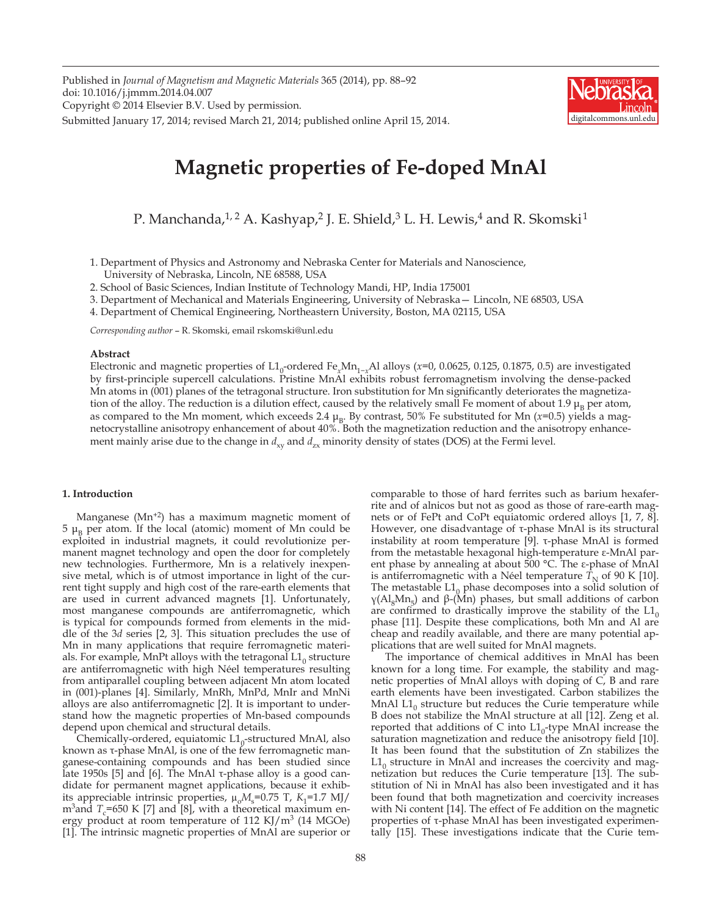Published in *Journal of Magnetism and Magnetic Materials* 365 (2014), pp. 88–92
doi: 10.1016/j.jmmm.2014.04.007
Copyright © 2014 Elsevier B.V. Used by permission.
Submitted January 17, 2014; revised March 21, 2014; published online April 15, 2014.

# Magnetic properties of Fe-doped MnAl

P. Manchanda,[1,2] A. Kashyap,[2] J. E. Shield,[3] L. H. Lewis,[4] and R. Skomski[1]

1. Department of Physics and Astronomy and Nebraska Center for Materials and Nanoscience, University of Nebraska, Lincoln, NE 68588, USA
2. School of Basic Sciences, Indian Institute of Technology Mandi, HP, India 175001
3. Department of Mechanical and Materials Engineering, University of Nebraska— Lincoln, NE 68503, USA
4. Department of Chemical Engineering, Northeastern University, Boston, MA 02115, USA

*Corresponding author* – R. Skomski, email rskomski@unl.edu

**Abstract**

Electronic and magnetic properties of $L1_0$-ordered $Fe_xMn_{1-x}Al$ alloys ($x$=0, 0.0625, 0.125, 0.1875, 0.5) are investigated by first-principle supercell calculations. Pristine MnAl exhibits robust ferromagnetism involving the dense-packed Mn atoms in (001) planes of the tetragonal structure. Iron substitution for Mn significantly deteriorates the magnetization of the alloy. The reduction is a dilution effect, caused by the relatively small Fe moment of about 1.9 $\mu_B$ per atom, as compared to the Mn moment, which exceeds 2.4 $\mu_B$. By contrast, 50% Fe substituted for Mn ($x$=0.5) yields a magnetocrystalline anisotropy enhancement of about 40%. Both the magnetization reduction and the anisotropy enhancement mainly arise due to the change in $d_{xy}$ and $d_{zx}$ minority density of states (DOS) at the Fermi level.

### 1. Introduction

Manganese ($Mn^{+2}$) has a maximum magnetic moment of 5 $\mu_B$ per atom. If the local (atomic) moment of Mn could be exploited in industrial magnets, it could revolutionize permanent magnet technology and open the door for completely new technologies. Furthermore, Mn is a relatively inexpensive metal, which is of utmost importance in light of the current tight supply and high cost of the rare-earth elements that are used in current advanced magnets [1]. Unfortunately, most manganese compounds are antiferromagnetic, which is typical for compounds formed from elements in the middle of the 3*d* series [2, 3]. This situation precludes the use of Mn in many applications that require ferromagnetic materials. For example, MnPt alloys with the tetragonal $L1_0$ structure are antiferromagnetic with high Néel temperatures resulting from antiparallel coupling between adjacent Mn atom located in (001)-planes [4]. Similarly, MnRh, MnPd, MnIr and MnNi alloys are also antiferromagnetic [2]. It is important to understand how the magnetic properties of Mn-based compounds depend upon chemical and structural details.

Chemically-ordered, equiatomic $L1_0$-structured MnAl, also known as τ-phase MnAl, is one of the few ferromagnetic manganese-containing compounds and has been studied since late 1950s [5] and [6]. The MnAl τ-phase alloy is a good candidate for permanent magnet applications, because it exhibits appreciable intrinsic properties, $\mu_o M_s$=0.75 T, $K_1$=1.7 MJ/m$^3$and $T_c$=650 K [7] and [8], with a theoretical maximum energy product at room temperature of 112 KJ/m$^3$ (14 MGOe) [1]. The intrinsic magnetic properties of MnAl are superior or comparable to those of hard ferrites such as barium hexaferrite and of alnicos but not as good as those of rare-earth magnets or of FePt and CoPt equiatomic ordered alloys [1, 7, 8]. However, one disadvantage of τ-phase MnAl is its structural instability at room temperature [9]. τ-phase MnAl is formed from the metastable hexagonal high-temperature ε-MnAl parent phase by annealing at about 500 °C. The ε-phase of MnAl is antiferromagnetic with a Néel temperature $T_N$ of 90 K [10]. The metastable $L1_0$ phase decomposes into a solid solution of $\gamma(Al_8Mn_5)$ and β-(Mn) phases, but small additions of carbon are confirmed to drastically improve the stability of the $L1_0$ phase [11]. Despite these complications, both Mn and Al are cheap and readily available, and there are many potential applications that are well suited for MnAl magnets.

The importance of chemical additives in MnAl has been known for a long time. For example, the stability and magnetic properties of MnAl alloys with doping of C, B and rare earth elements have been investigated. Carbon stabilizes the MnAl $L1_0$ structure but reduces the Curie temperature while B does not stabilize the MnAl structure at all [12]. Zeng et al. reported that additions of C into $L1_0$-type MnAl increase the saturation magnetization and reduce the anisotropy field [10]. It has been found that the substitution of Zn stabilizes the $L1_0$ structure in MnAl and increases the coercivity and magnetization but reduces the Curie temperature [13]. The substitution of Ni in MnAl has also been investigated and it has been found that both magnetization and coercivity increases with Ni content [14]. The effect of Fe addition on the magnetic properties of τ-phase MnAl has been investigated experimentally [15]. These investigations indicate that the Curie tem-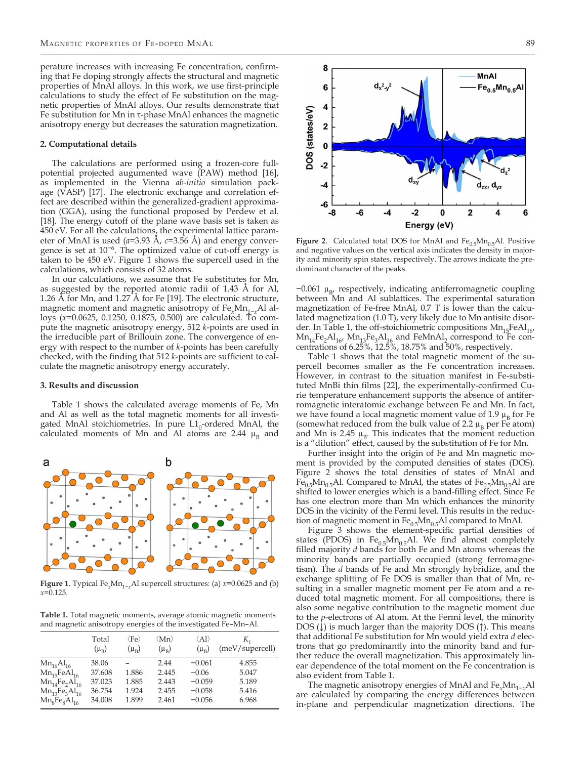perature increases with increasing Fe concentration, confirming that Fe doping strongly affects the structural and magnetic properties of MnAl alloys. In this work, we use first-principle calculations to study the effect of Fe substitution on the magnetic properties of MnAl alloys. Our results demonstrate that Fe substitution for Mn in τ-phase MnAl enhances the magnetic anisotropy energy but decreases the saturation magnetization.

## 2. Computational details

The calculations are performed using a frozen-core full-potential projected augumented wave (PAW) method [16], as implemented in the Vienna *ab-initio* simulation package (VASP) [17]. The electronic exchange and correlation effect are described within the generalized-gradient approximation (GGA), using the functional proposed by Perdew et al. [18]. The energy cutoff of the plane wave basis set is taken as 450 eV. For all the calculations, the experimental lattice parameter of MnAl is used ($a$=3.93 Å, $c$=3.56 Å) and energy convergence is set at $10^{-6}$. The optimized value of cut-off energy is taken to be 450 eV. Figure 1 shows the supercell used in the calculations, which consists of 32 atoms.

In our calculations, we assume that Fe substitutes for Mn, as suggested by the reported atomic radii of 1.43 Å for Al, 1.26 Å for Mn, and 1.27 Å for Fe [19]. The electronic structure, magnetic moment and magnetic anisotropy of $Fe_xMn_{1-x}Al$ alloys ($x$=0.0625, 0.1250, 0.1875, 0.500) are calculated. To compute the magnetic anisotropy energy, 512 $k$-points are used in the irreducible part of Brillouin zone. The convergence of energy with respect to the number of $k$-points has been carefully checked, with the finding that 512 $k$-points are sufficient to calculate the magnetic anisotropy energy accurately.

## 3. Results and discussion

Table 1 shows the calculated average moments of Fe, Mn and Al as well as the total magnetic moments for all investigated MnAl stoichiometries. In pure $L1_0$-ordered MnAl, the calculated moments of Mn and Al atoms are 2.44 $\mu_B$ and −0.061 $\mu_B$, respectively, indicating antiferromagnetic coupling between Mn and Al sublattices. The experimental saturation magnetization of Fe-free MnAl, 0.7 T is lower than the calculated magnetization (1.0 T), very likely due to Mn antisite disorder. In Table 1, the off-stoichiometric compositions $Mn_{15}FeAl_{16}$, $Mn_{14}Fe_2Al_{16}$, $Mn_{13}Fe_3Al_{16}$ and $FeMnAl_2$ correspond to Fe concentrations of 6.25%, 12.5%, 18.75% and 50%, respectively.

Figure 1. Typical $Fe_xMn_{1-x}Al$ supercell structures: (a) $x$=0.0625 and (b) $x$=0.125.

**Table 1.** Total magnetic moments, average atomic magnetic moments and magnetic anisotropy energies of the investigated Fe–Mn–Al.

| | Total ($\mu_B$) | ⟨Fe⟩ ($\mu_B$) | ⟨Mn⟩ ($\mu_B$) | ⟨Al⟩ ($\mu_B$) | $K_1$ (meV/supercell) |
|---|---|---|---|---|---|
| $Mn_{16}Al_{16}$ | 38.06 | – | 2.44 | −0.061 | 4.855 |
| $Mn_{15}FeAl_{16}$ | 37.608 | 1.886 | 2.445 | −0.06 | 5.047 |
| $Mn_{14}Fe_2Al_{16}$ | 37.023 | 1.885 | 2.443 | −0.059 | 5.189 |
| $Mn_{13}Fe_3Al_{16}$ | 36.754 | 1.924 | 2.455 | −0.058 | 5.416 |
| $Mn_8Fe_8Al_{16}$ | 34.008 | 1.899 | 2.461 | −0.056 | 6.968 |

Figure 2. Calculated total DOS for MnAl and $Fe_{0.5}Mn_{0.5}Al$. Positive and negative values on the vertical axis indicates the density in majority and minority spin states, respectively. The arrows indicate the predominant character of the peaks.

Table 1 shows that the total magnetic moment of the supercell becomes smaller as the Fe concentration increases. However, in contrast to the situation manifest in Fe-substituted MnBi thin films [22], the experimentally-confirmed Curie temperature enhancement supports the absence of antiferromagnetic interatomic exchange between Fe and Mn. In fact, we have found a local magnetic moment value of 1.9 $\mu_B$ for Fe (somewhat reduced from the bulk value of 2.2 $\mu_B$ per Fe atom) and Mn is 2.45 $\mu_B$. This indicates that the moment reduction is a "dilution" effect, caused by the substitution of Fe for Mn.

Further insight into the origin of Fe and Mn magnetic moment is provided by the computed densities of states (DOS). Figure 2 shows the total densities of states of MnAl and $Fe_{0.5}Mn_{0.5}Al$. Compared to MnAl, the states of $Fe_{0.5}Mn_{0.5}Al$ are shifted to lower energies which is a band-filling effect. Since Fe has one electron more than Mn which enhances the minority DOS in the vicinity of the Fermi level. This results in the reduction of magnetic moment in $Fe_{0.5}Mn_{0.5}Al$ compared to MnAl.

Figure 3 shows the element-specific partial densities of states (PDOS) in $Fe_{0.5}Mn_{0.5}Al$. We find almost completely filled majority $d$ bands for both Fe and Mn atoms whereas the minority bands are partially occupied (strong ferromagnetism). The $d$ bands of Fe and Mn strongly hybridize, and the exchange splitting of Fe DOS is smaller than that of Mn, resulting in a smaller magnetic moment per Fe atom and a reduced total magnetic moment. For all compositions, there is also some negative contribution to the magnetic moment due to the $p$-electrons of Al atom. At the Fermi level, the minority DOS (↓) is much larger than the majority DOS (↑). This means that additional Fe substitution for Mn would yield extra $d$ electrons that go predominantly into the minority band and further reduce the overall magnetization. This approximately linear dependence of the total moment on the Fe concentration is also evident from Table 1.

The magnetic anisotropy energies of MnAl and $Fe_xMn_{1-x}Al$ are calculated by comparing the energy differences between in-plane and perpendicular magnetization directions. The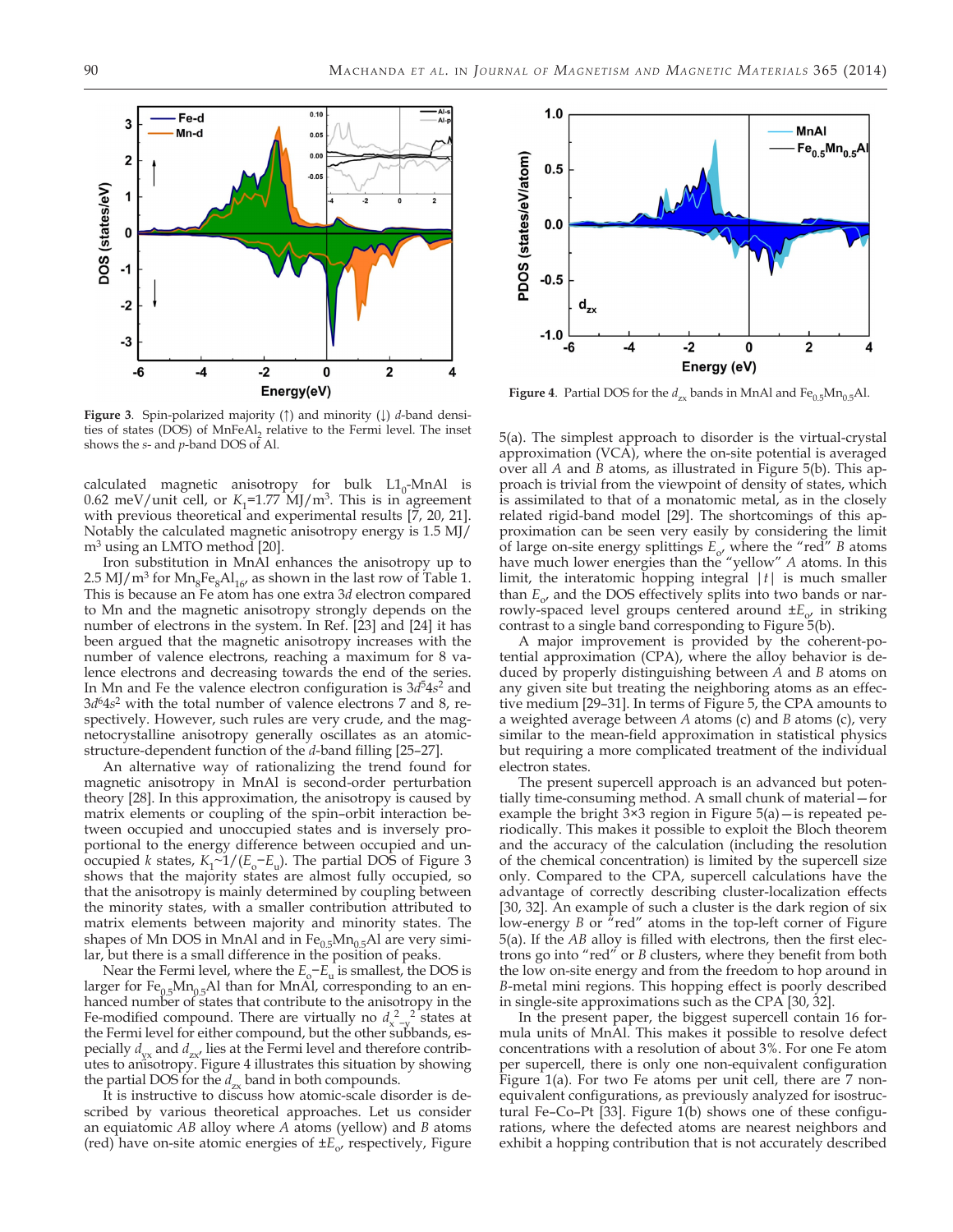Figure 3. Spin-polarized majority (↑) and minority (↓) $d$-band densities of states (DOS) of $MnFeAl_2$ relative to the Fermi level. The inset shows the $s$- and $p$-band DOS of Al.

Figure 4. Partial DOS for the $d_{zx}$ bands in MnAl and $Fe_{0.5}Mn_{0.5}Al$.

calculated magnetic anisotropy for bulk $L1_0$-MnAl is 0.62 meV/unit cell, or $K_1$=1.77 MJ/m$^3$. This is in agreement with previous theoretical and experimental results [7, 20, 21]. Notably the calculated magnetic anisotropy energy is 1.5 MJ/m$^3$ using an LMTO method [20].

Iron substitution in MnAl enhances the anisotropy up to 2.5 MJ/m$^3$ for $Mn_8Fe_8Al_{16}$, as shown in the last row of Table 1. This is because an Fe atom has one extra 3$d$ electron compared to Mn and the magnetic anisotropy strongly depends on the number of electrons in the system. In Ref. [23] and [24] it has been argued that the magnetic anisotropy increases with the number of valence electrons, reaching a maximum for 8 valence electrons and decreasing towards the end of the series. In Mn and Fe the valence electron configuration is $3d^54s^2$ and $3d^64s^2$ with the total number of valence electrons 7 and 8, respectively. However, such rules are very crude, and the magnetocrystalline anisotropy generally oscillates as an atomic-structure-dependent function of the $d$-band filling [25–27].

An alternative way of rationalizing the trend found for magnetic anisotropy in MnAl is second-order perturbation theory [28]. In this approximation, the anisotropy is caused by matrix elements or coupling of the spin-orbit interaction between occupied and unoccupied states and is inversely proportional to the energy difference between occupied and unoccupied $k$ states, $K_1 \sim 1/(E_o - E_u)$. The partial DOS of Figure 3 shows that the majority states are almost fully occupied, so that the anisotropy is mainly determined by coupling between the minority states, with a smaller contribution attributed to matrix elements between majority and minority states. The shapes of Mn DOS in MnAl and in $Fe_{0.5}Mn_{0.5}Al$ are very similar, but there is a small difference in the position of peaks.

Near the Fermi level, where the $E_o - E_u$ is smallest, the DOS is larger for $Fe_{0.5}Mn_{0.5}Al$ than for MnAl, corresponding to an enhanced number of states that contribute to the anisotropy in the Fe-modified compound. There are virtually no $d_{x^2-y^2}$ states at the Fermi level for either compound, but the other subbands, especially $d_{yx}$ and $d_{zx}$, lies at the Fermi level and therefore contributes to anisotropy. Figure 4 illustrates this situation by showing the partial DOS for the $d_{zx}$ band in both compounds.

It is instructive to discuss how atomic-scale disorder is described by various theoretical approaches. Let us consider an equiatomic $AB$ alloy where $A$ atoms (yellow) and $B$ atoms (red) have on-site atomic energies of $\pm E_o$, respectively, Figure 5(a). The simplest approach to disorder is the virtual-crystal approximation (VCA), where the on-site potential is averaged over all $A$ and $B$ atoms, as illustrated in Figure 5(b). This approach is trivial from the viewpoint of density of states, which is assimilated to that of a monatomic metal, as in the closely related rigid-band model [29]. The shortcomings of this approximation can be seen very easily by considering the limit of large on-site energy splittings $E_o$, where the "red" $B$ atoms have much lower energies than the "yellow" $A$ atoms. In this limit, the interatomic hopping integral $|t|$ is much smaller than $E_o$, and the DOS effectively splits into two bands or narrowly-spaced level groups centered around $\pm E_o$, in striking contrast to a single band corresponding to Figure 5(b).

A major improvement is provided by the coherent-potential approximation (CPA), where the alloy behavior is deduced by properly distinguishing between $A$ and $B$ atoms on any given site but treating the neighboring atoms as an effective medium [29–31]. In terms of Figure 5, the CPA amounts to a weighted average between $A$ atoms (c) and $B$ atoms (c), very similar to the mean-field approximation in statistical physics but requiring a more complicated treatment of the individual electron states.

The present supercell approach is an advanced but potentially time-consuming method. A small chunk of material—for example the bright 3×3 region in Figure 5(a)—is repeated periodically. This makes it possible to exploit the Bloch theorem and the accuracy of the calculation (including the resolution of the chemical concentration) is limited by the supercell size only. Compared to the CPA, supercell calculations have the advantage of correctly describing cluster-localization effects [30, 32]. An example of such a cluster is the dark region of six low-energy $B$ or "red" atoms in the top-left corner of Figure 5(a). If the $AB$ alloy is filled with electrons, then the first electrons go into "red" or $B$ clusters, where they benefit from both the low on-site energy and from the freedom to hop around in $B$-metal mini regions. This hopping effect is poorly described in single-site approximations such as the CPA [30, 32].

In the present paper, the biggest supercell contain 16 formula units of MnAl. This makes it possible to resolve defect concentrations with a resolution of about 3%. For one Fe atom per supercell, there is only one non-equivalent configuration Figure 1(a). For two Fe atoms per unit cell, there are 7 non-equivalent configurations, as previously analyzed for isostructural Fe–Co–Pt [33]. Figure 1(b) shows one of these configurations, where the defected atoms are nearest neighbors and exhibit a hopping contribution that is not accurately described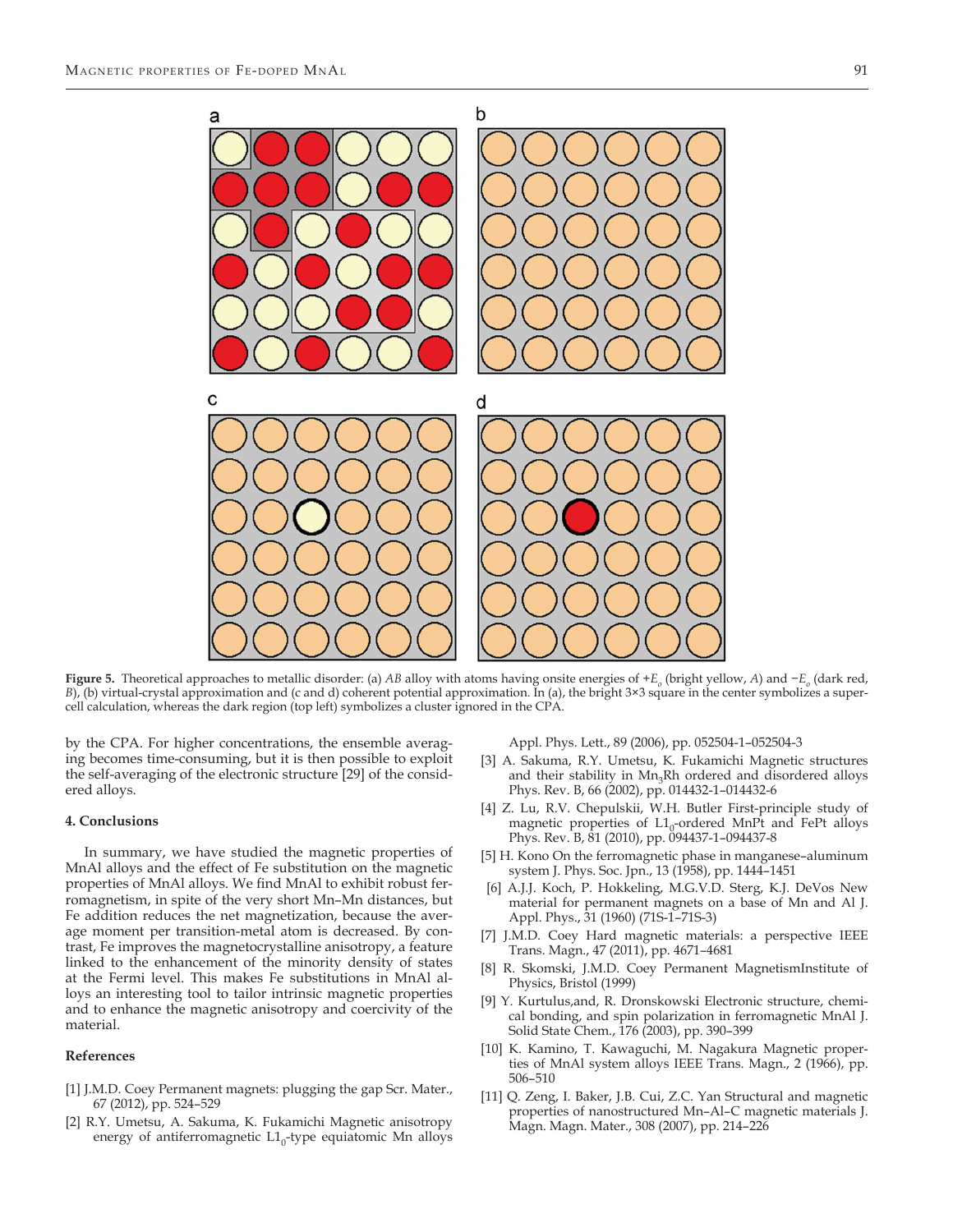**Figure 5.** Theoretical approaches to metallic disorder: (a) *AB* alloy with atoms having onsite energies of $+E_o$ (bright yellow, *A*) and $-E_o$ (dark red, *B*), (b) virtual-crystal approximation and (c and d) coherent potential approximation. In (a), the bright 3×3 square in the center symbolizes a supercell calculation, whereas the dark region (top left) symbolizes a cluster ignored in the CPA.

by the CPA. For higher concentrations, the ensemble averaging becomes time-consuming, but it is then possible to exploit the self-averaging of the electronic structure [29] of the considered alloys.

#### 4. Conclusions

In summary, we have studied the magnetic properties of MnAl alloys and the effect of Fe substitution on the magnetic properties of MnAl alloys. We find MnAl to exhibit robust ferromagnetism, in spite of the very short Mn–Mn distances, but Fe addition reduces the net magnetization, because the average moment per transition-metal atom is decreased. By contrast, Fe improves the magnetocrystalline anisotropy, a feature linked to the enhancement of the minority density of states at the Fermi level. This makes Fe substitutions in MnAl alloys an interesting tool to tailor intrinsic magnetic properties and to enhance the magnetic anisotropy and coercivity of the material.

#### References

[1] J.M.D. Coey Permanent magnets: plugging the gap Scr. Mater., 67 (2012), pp. 524–529

[2] R.Y. Umetsu, A. Sakuma, K. Fukamichi Magnetic anisotropy energy of antiferromagnetic $L1_0$-type equiatomic Mn alloys Appl. Phys. Lett., 89 (2006), pp. 052504-1–052504-3

[3] A. Sakuma, R.Y. Umetsu, K. Fukamichi Magnetic structures and their stability in $Mn_3Rh$ ordered and disordered alloys Phys. Rev. B, 66 (2002), pp. 014432-1–014432-6

[4] Z. Lu, R.V. Chepulskii, W.H. Butler First-principle study of magnetic properties of $L1_0$-ordered MnPt and FePt alloys Phys. Rev. B, 81 (2010), pp. 094437-1–094437-8

[5] H. Kono On the ferromagnetic phase in manganese–aluminum system J. Phys. Soc. Jpn., 13 (1958), pp. 1444–1451

[6] A.J.J. Koch, P. Hokkeling, M.G.V.D. Sterg, K.J. DeVos New material for permanent magnets on a base of Mn and Al J. Appl. Phys., 31 (1960) (71S-1–71S-3)

[7] J.M.D. Coey Hard magnetic materials: a perspective IEEE Trans. Magn., 47 (2011), pp. 4671–4681

[8] R. Skomski, J.M.D. Coey Permanent MagnetismInstitute of Physics, Bristol (1999)

[9] Y. Kurtulus,and, R. Dronskowski Electronic structure, chemical bonding, and spin polarization in ferromagnetic MnAl J. Solid State Chem., 176 (2003), pp. 390–399

[10] K. Kamino, T. Kawaguchi, M. Nagakura Magnetic properties of MnAl system alloys IEEE Trans. Magn., 2 (1966), pp. 506–510

[11] Q. Zeng, I. Baker, J.B. Cui, Z.C. Yan Structural and magnetic properties of nanostructured Mn–Al–C magnetic materials J. Magn. Magn. Mater., 308 (2007), pp. 214–226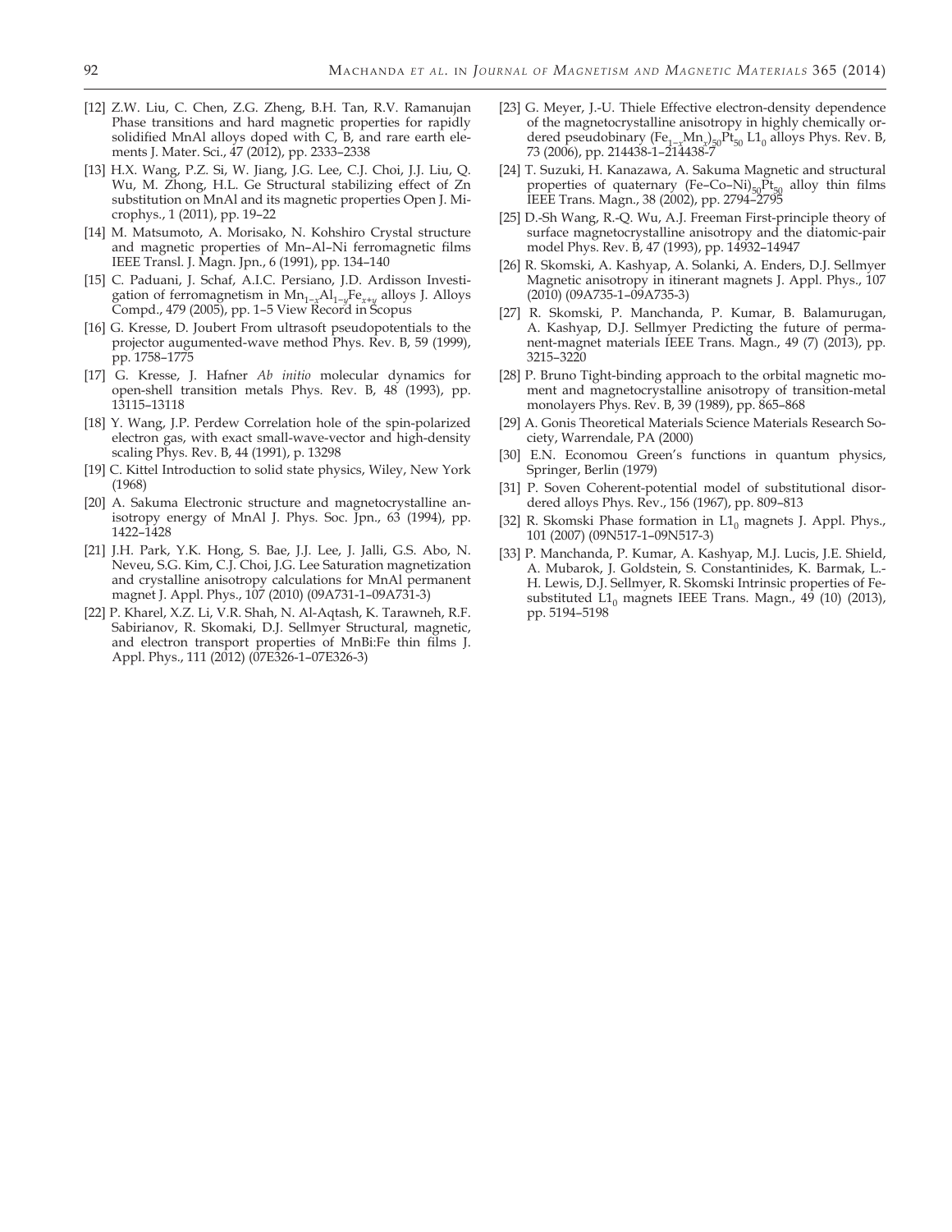[12] Z.W. Liu, C. Chen, Z.G. Zheng, B.H. Tan, R.V. Ramanujan Phase transitions and hard magnetic properties for rapidly solidified MnAl alloys doped with C, B, and rare earth elements J. Mater. Sci., 47 (2012), pp. 2333–2338

[13] H.X. Wang, P.Z. Si, W. Jiang, J.G. Lee, C.J. Choi, J.J. Liu, Q. Wu, M. Zhong, H.L. Ge Structural stabilizing effect of Zn substitution on MnAl and its magnetic properties Open J. Microphys., 1 (2011), pp. 19–22

[14] M. Matsumoto, A. Morisako, N. Kohshiro Crystal structure and magnetic properties of Mn–Al–Ni ferromagnetic films IEEE Transl. J. Magn. Jpn., 6 (1991), pp. 134–140

[15] C. Paduani, J. Schaf, A.I.C. Persiano, J.D. Ardisson Investigation of ferromagnetism in $Mn_{1-x}Al_{1-y}Fe_{x+y}$ alloys J. Alloys Compd., 479 (2005), pp. 1–5 View Record in Scopus

[16] G. Kresse, D. Joubert From ultrasoft pseudopotentials to the projector augumented-wave method Phys. Rev. B, 59 (1999), pp. 1758–1775

[17] G. Kresse, J. Hafner *Ab initio* molecular dynamics for open-shell transition metals Phys. Rev. B, 48 (1993), pp. 13115–13118

[18] Y. Wang, J.P. Perdew Correlation hole of the spin-polarized electron gas, with exact small-wave-vector and high-density scaling Phys. Rev. B, 44 (1991), p. 13298

[19] C. Kittel Introduction to solid state physics, Wiley, New York (1968)

[20] A. Sakuma Electronic structure and magnetocrystalline anisotropy energy of MnAl J. Phys. Soc. Jpn., 63 (1994), pp. 1422–1428

[21] J.H. Park, Y.K. Hong, S. Bae, J.J. Lee, J. Jalli, G.S. Abo, N. Neveu, S.G. Kim, C.J. Choi, J.G. Lee Saturation magnetization and crystalline anisotropy calculations for MnAl permanent magnet J. Appl. Phys., 107 (2010) (09A731-1–09A731-3)

[22] P. Kharel, X.Z. Li, V.R. Shah, N. Al-Aqtash, K. Tarawneh, R.F. Sabirianov, R. Skomaki, D.J. Sellmyer Structural, magnetic, and electron transport properties of MnBi:Fe thin films J. Appl. Phys., 111 (2012) (07E326-1–07E326-3)

[23] G. Meyer, J.-U. Thiele Effective electron-density dependence of the magnetocrystalline anisotropy in highly chemically ordered pseudobinary $(Fe_{1-x}Mn_x)_{50}Pt_{50}$ $L1_0$ alloys Phys. Rev. B, 73 (2006), pp. 214438-1–214438-7

[24] T. Suzuki, H. Kanazawa, A. Sakuma Magnetic and structural properties of quaternary $(Fe–Co–Ni)_{50}Pt_{50}$ alloy thin films IEEE Trans. Magn., 38 (2002), pp. 2794–2795

[25] D.-Sh Wang, R.-Q. Wu, A.J. Freeman First-principle theory of surface magnetocrystalline anisotropy and the diatomic-pair model Phys. Rev. B, 47 (1993), pp. 14932–14947

[26] R. Skomski, A. Kashyap, A. Solanki, A. Enders, D.J. Sellmyer Magnetic anisotropy in itinerant magnets J. Appl. Phys., 107 (2010) (09A735-1–09A735-3)

[27] R. Skomski, P. Manchanda, P. Kumar, B. Balamurugan, A. Kashyap, D.J. Sellmyer Predicting the future of permanent-magnet materials IEEE Trans. Magn., 49 (7) (2013), pp. 3215–3220

[28] P. Bruno Tight-binding approach to the orbital magnetic moment and magnetocrystalline anisotropy of transition-metal monolayers Phys. Rev. B, 39 (1989), pp. 865–868

[29] A. Gonis Theoretical Materials Science Materials Research Society, Warrendale, PA (2000)

[30] E.N. Economou Green's functions in quantum physics, Springer, Berlin (1979)

[31] P. Soven Coherent-potential model of substitutional disordered alloys Phys. Rev., 156 (1967), pp. 809–813

[32] R. Skomski Phase formation in $L1_0$ magnets J. Appl. Phys., 101 (2007) (09N517-1–09N517-3)

[33] P. Manchanda, P. Kumar, A. Kashyap, M.J. Lucis, J.E. Shield, A. Mubarok, J. Goldstein, S. Constantinides, K. Barmak, L.-H. Lewis, D.J. Sellmyer, R. Skomski Intrinsic properties of Fe-substituted $L1_0$ magnets IEEE Trans. Magn., 49 (10) (2013), pp. 5194–5198